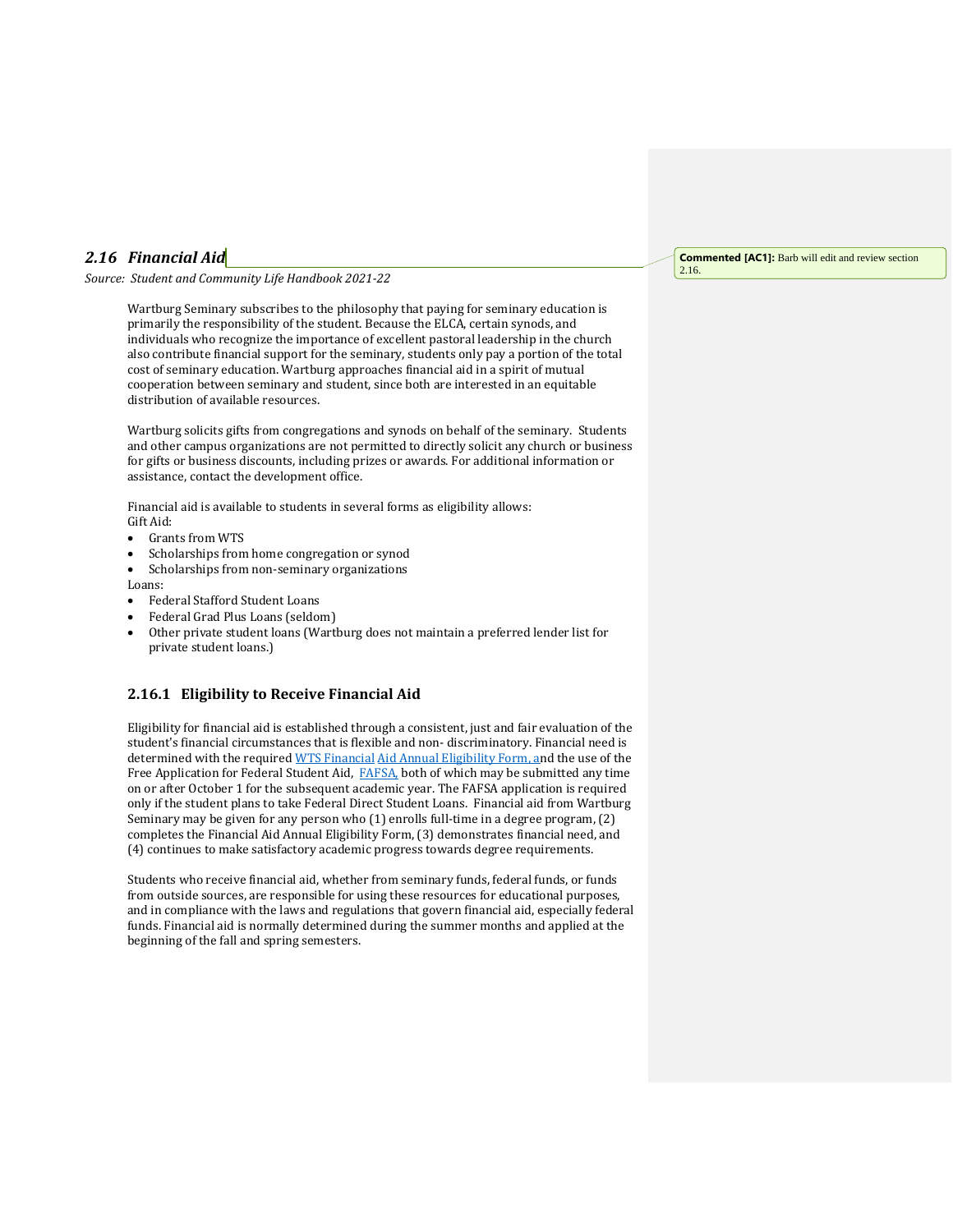## *2.16 Financial Aid*

*Source: Student and Community Life Handbook 2021-22*

Wartburg Seminary subscribes to the philosophy that paying for seminary education is primarily the responsibility of the student. Because the ELCA, certain synods, and individuals who recognize the importance of excellent pastoral leadership in the church also contribute financial support for the seminary, students only pay a portion of the total cost of seminary education. Wartburg approaches financial aid in a spirit of mutual cooperation between seminary and student, since both are interested in an equitable distribution of available resources.

Wartburg solicits gifts from congregations and synods on behalf of the seminary. Students and other campus organizations are not permitted to directly solicit any church or business for gifts or business discounts, including prizes or awards. For additional information or assistance, contact the development office.

Financial aid is available to students in several forms as eligibility allows:

Gift Aid:

- Grants from WTS
- Scholarships from home congregation or synod
- Scholarships from non-seminary organizations

Loans:

- Federal Stafford Student Loans
- Federal Grad Plus Loans (seldom)
- Other private student loans (Wartburg does not maintain a preferred lender list for private student loans.)

### 2.16.1 Eligibility to Receive Financial Aid

Eligibility for financial aid is established through a consistent, just and fair evaluation of the student's financial circumstances that is flexible and non- discriminatory. Financial need is determined with the required WTS Financial Aid Annual Eligibility Form, and the use of the Free Application for Federal Student Aid, FAFSA, both of which may be submitted any time on or after October 1 for the subsequent academic year. The FAFSA application is required only if the student plans to take Federal Direct Student Loans. Financial aid from Wartburg Seminary may be given for any person who (1) enrolls full-time in a degree program, (2) completes the Financial Aid Annual Eligibility Form, (3) demonstrates financial need, and (4) continues to make satisfactory academic progress towards degree requirements.

Students who receive financial aid, whether from seminary funds, federal funds, or funds from outside sources, are responsible for using these resources for educational purposes, and in compliance with the laws and regulations that govern financial aid, especially federal funds. Financial aid is normally determined during the summer months and applied at the beginning of the fall and spring semesters.

**Commented [AC1]:** Barb will edit and review section 2.16.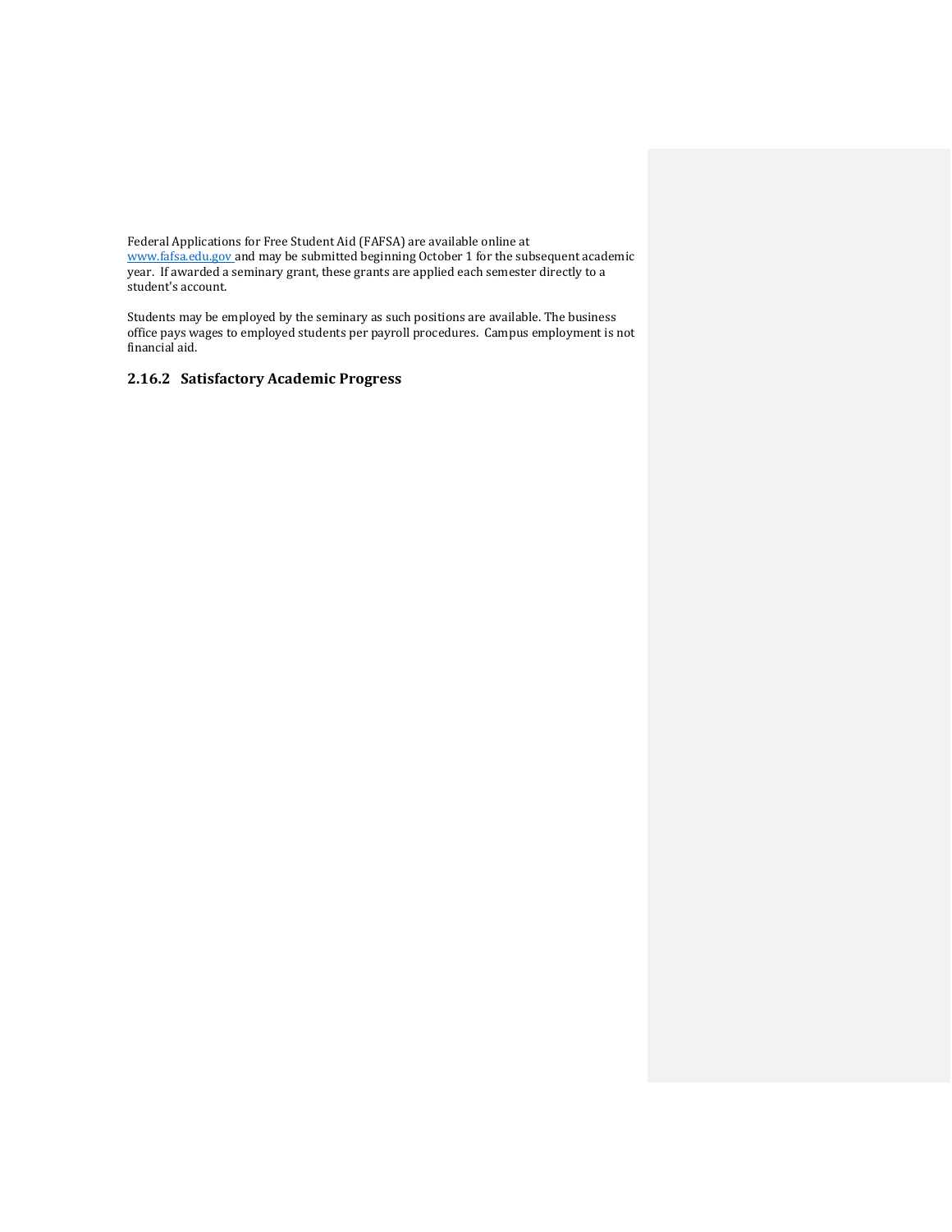Federal Applications for Free Student Aid (FAFSA) are available online at www.fafsa.edu.gov and may be submitted beginning October 1 for the subsequent academic year. If awarded a seminary grant, these grants are applied each semester directly to a student's account.

Students may be employed by the seminary as such positions are available. The business office pays wages to employed students per payroll procedures. Campus employment is not financial aid.

### 2.16.2 Satisfactory Academic Progress